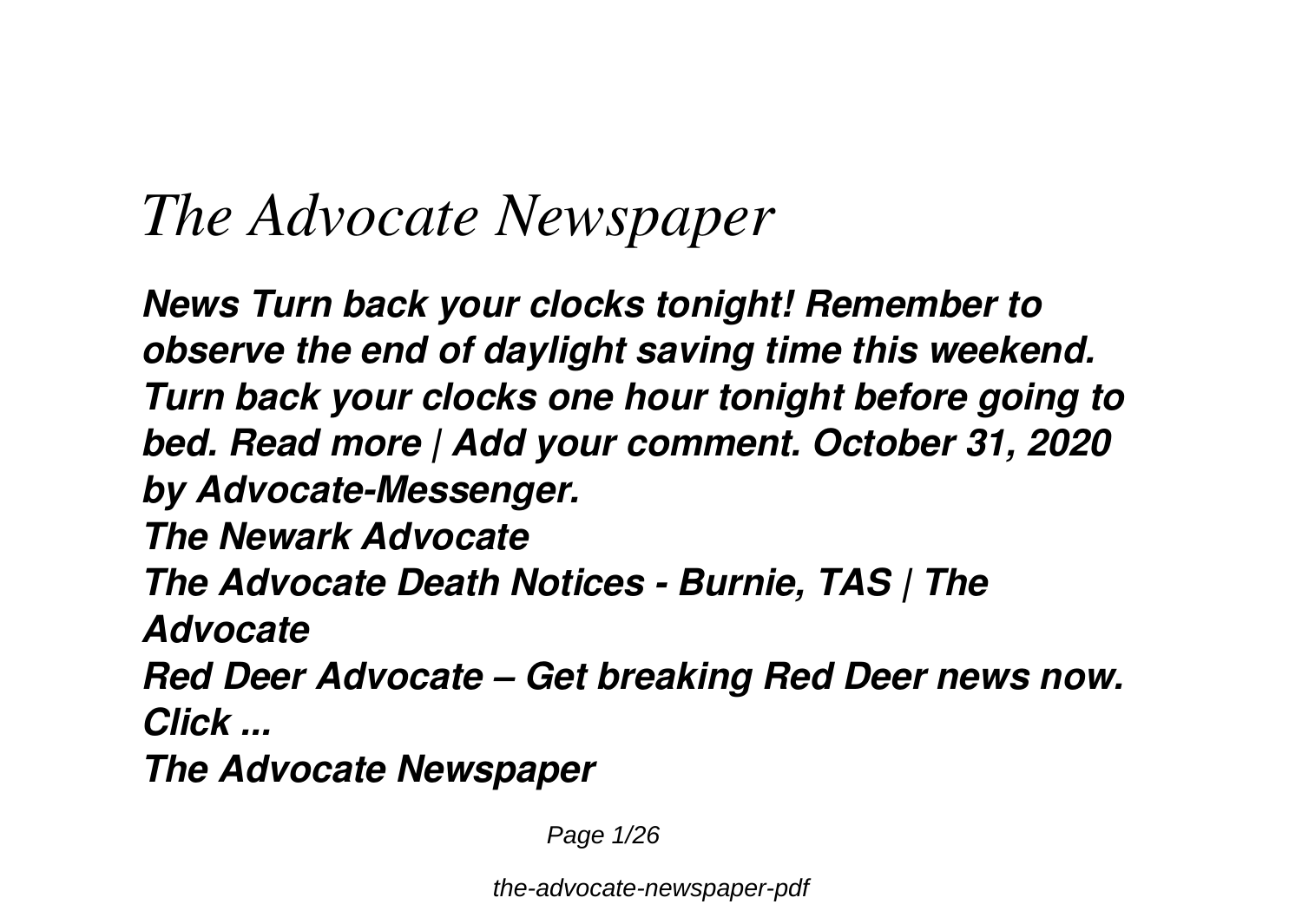# *The Advocate Newspaper*

***News Turn back your clocks tonight! Remember to observe the end of daylight saving time this weekend. Turn back your clocks one hour tonight before going to bed. Read more | Add your comment. October 31, 2020 by Advocate-Messenger.***

***The Newark Advocate***

***The Advocate Death Notices - Burnie, TAS | The Advocate***

***Red Deer Advocate – Get breaking Red Deer news now. Click ...***

***The Advocate Newspaper***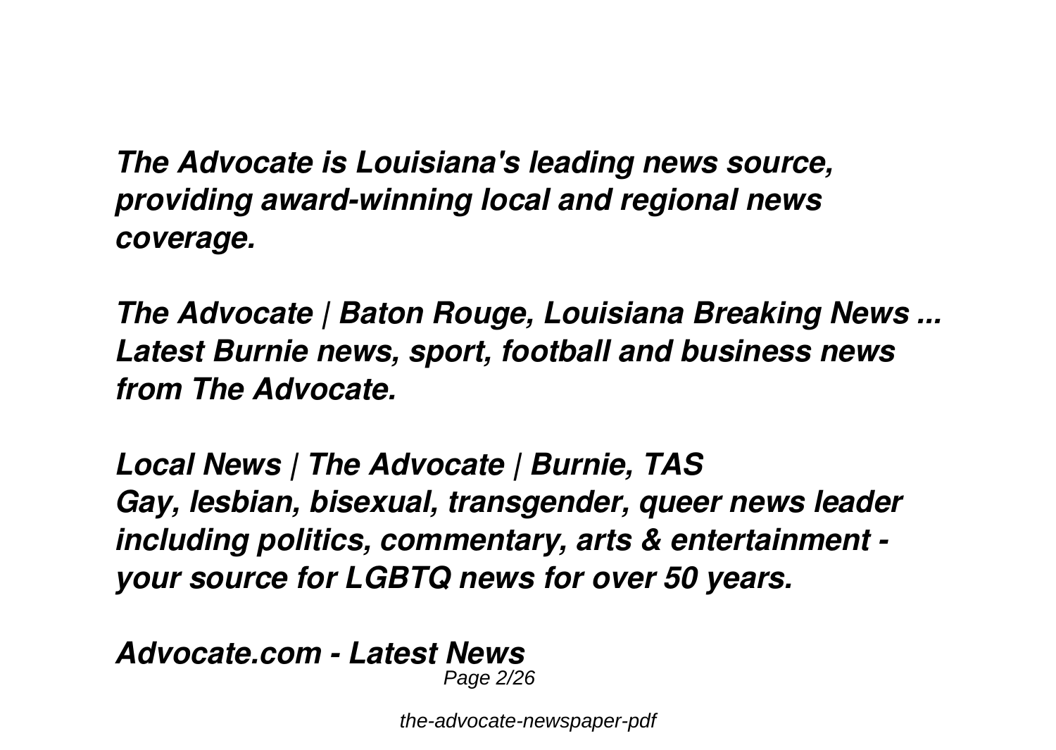***The Advocate is Louisiana's leading news source, providing award-winning local and regional news coverage.***

***The Advocate | Baton Rouge, Louisiana Breaking News ...***
***Latest Burnie news, sport, football and business news from The Advocate.***

***Local News | The Advocate | Burnie, TAS***
***Gay, lesbian, bisexual, transgender, queer news leader including politics, commentary, arts & entertainment - your source for LGBTQ news for over 50 years.***

***Advocate.com - Latest News***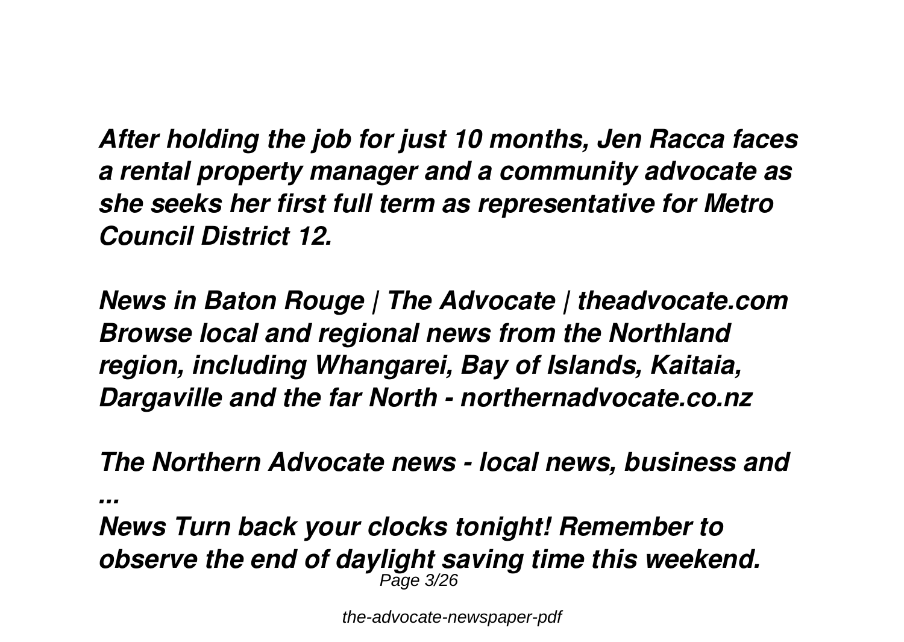***After holding the job for just 10 months, Jen Racca faces a rental property manager and a community advocate as she seeks her first full term as representative for Metro Council District 12.***

***News in Baton Rouge | The Advocate | theadvocate.com***
***Browse local and regional news from the Northland region, including Whangarei, Bay of Islands, Kaitaia, Dargaville and the far North - northernadvocate.co.nz***

***The Northern Advocate news - local news, business and ...***
***News Turn back your clocks tonight! Remember to observe the end of daylight saving time this weekend.***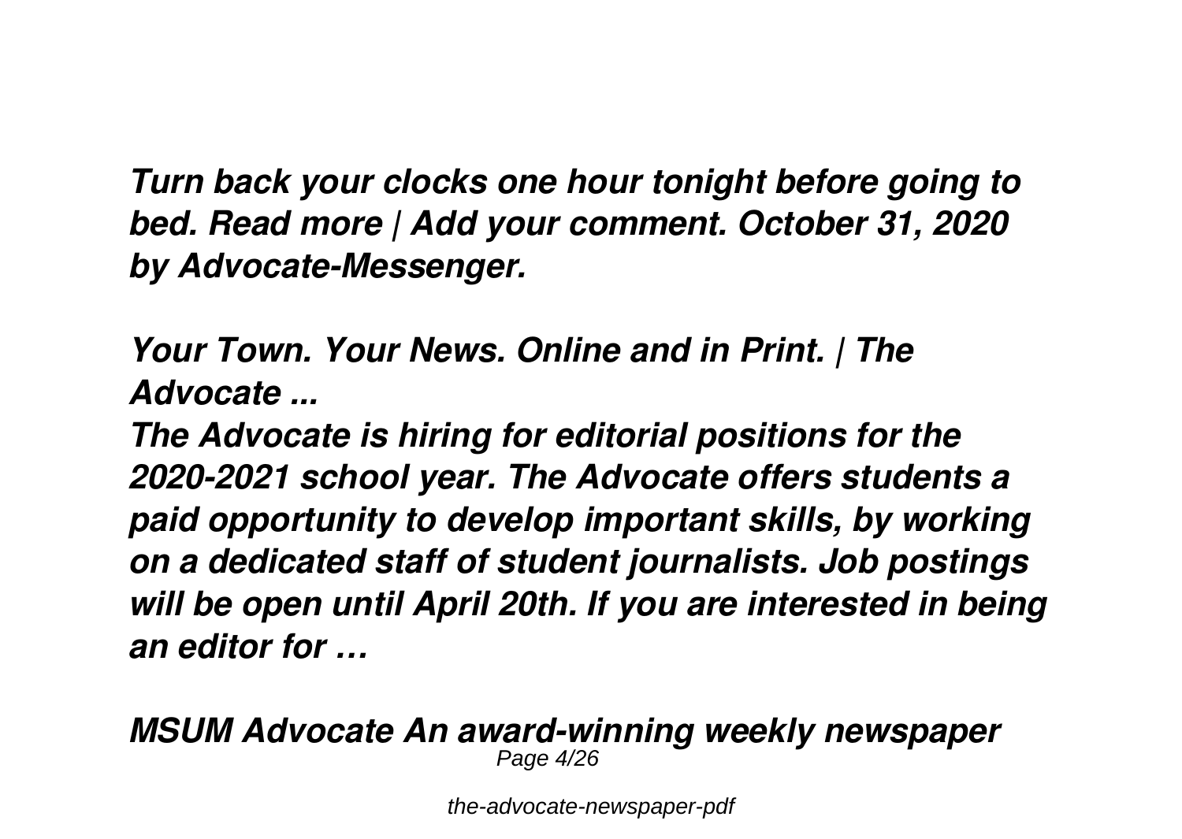***Turn back your clocks one hour tonight before going to bed. Read more | Add your comment. October 31, 2020 by Advocate-Messenger.***

***Your Town. Your News. Online and in Print. | The Advocate ...***

***The Advocate is hiring for editorial positions for the 2020-2021 school year. The Advocate offers students a paid opportunity to develop important skills, by working on a dedicated staff of student journalists. Job postings will be open until April 20th. If you are interested in being an editor for …***

***MSUM Advocate An award-winning weekly newspaper***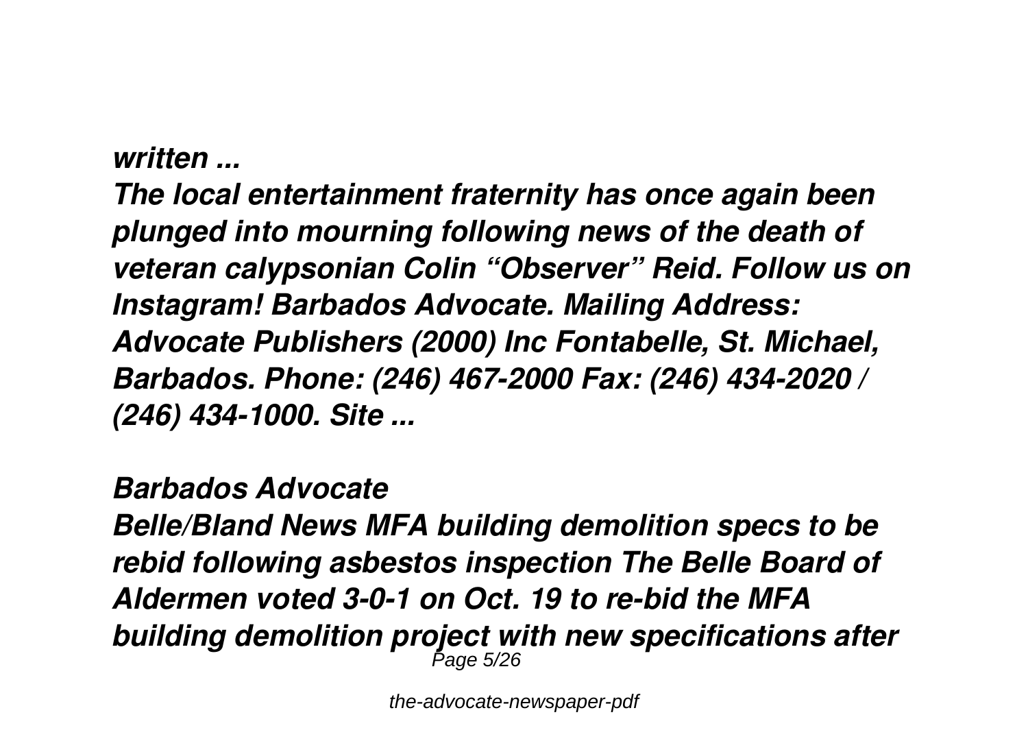*written ...*

*The local entertainment fraternity has once again been plunged into mourning following news of the death of veteran calypsonian Colin “Observer” Reid. Follow us on Instagram! Barbados Advocate. Mailing Address: Advocate Publishers (2000) Inc Fontabelle, St. Michael, Barbados. Phone: (246) 467-2000 Fax: (246) 434-2020 / (246) 434-1000. Site ...*

***Barbados Advocate***

*Belle/Bland News MFA building demolition specs to be rebid following asbestos inspection The Belle Board of Aldermen voted 3-0-1 on Oct. 19 to re-bid the MFA building demolition project with new specifications after*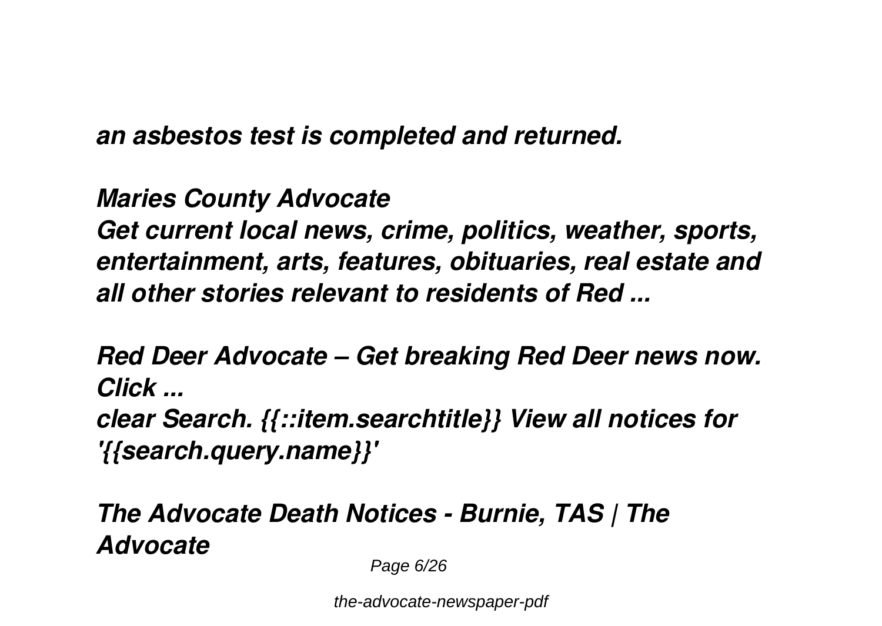*an asbestos test is completed and returned.*

***Maries County Advocate***
***Get current local news, crime, politics, weather, sports, entertainment, arts, features, obituaries, real estate and all other stories relevant to residents of Red ...***

***Red Deer Advocate – Get breaking Red Deer news now. Click ...***
***clear Search. {{::item.searchtitle}} View all notices for '{{search.query.name}}'***

***The Advocate Death Notices - Burnie, TAS | The Advocate***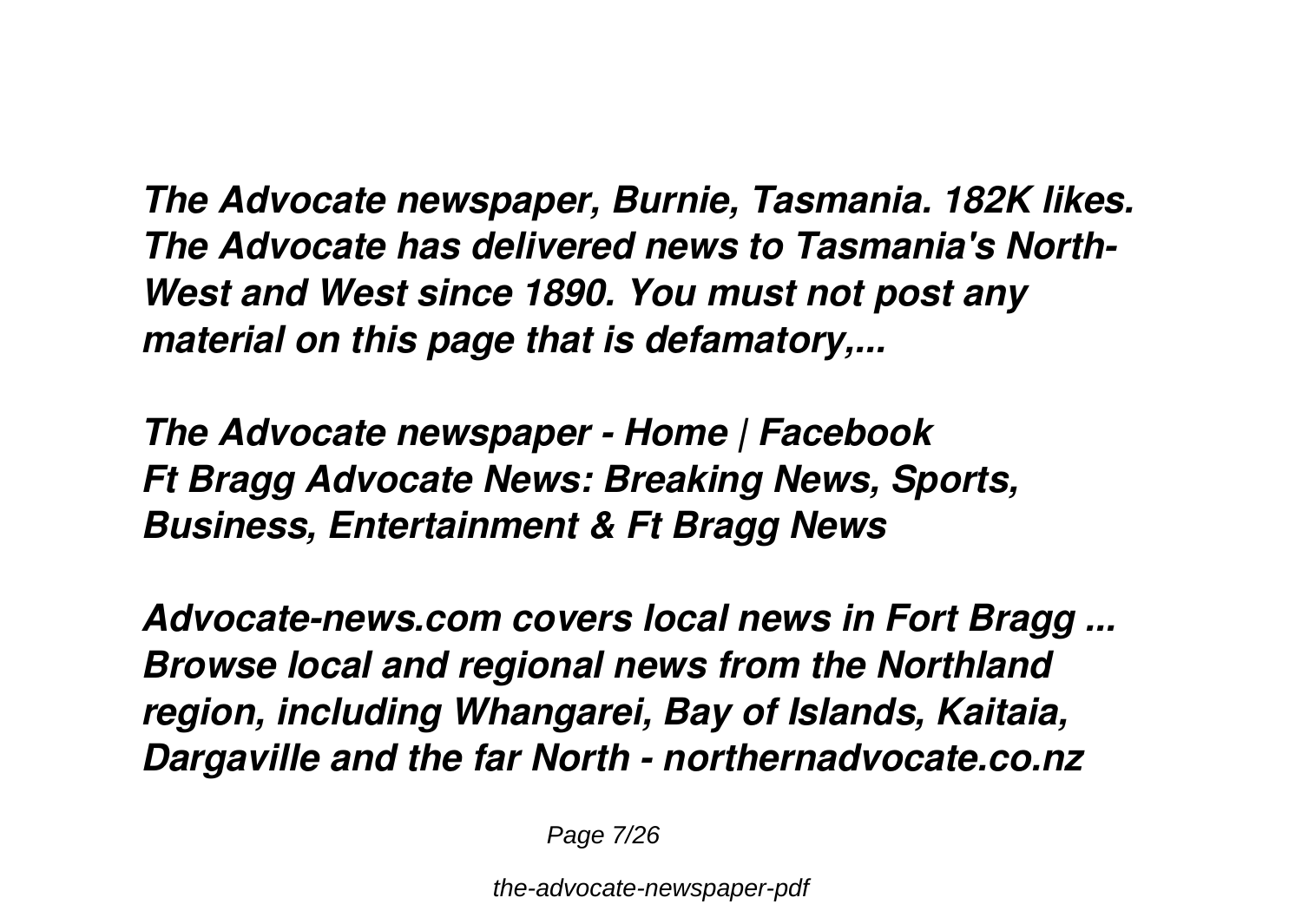***The Advocate newspaper, Burnie, Tasmania. 182K likes. The Advocate has delivered news to Tasmania's North-West and West since 1890. You must not post any material on this page that is defamatory,...***

***The Advocate newspaper - Home | Facebook***
***Ft Bragg Advocate News: Breaking News, Sports, Business, Entertainment & Ft Bragg News***

***Advocate-news.com covers local news in Fort Bragg ...***
***Browse local and regional news from the Northland region, including Whangarei, Bay of Islands, Kaitaia, Dargaville and the far North - northernadvocate.co.nz***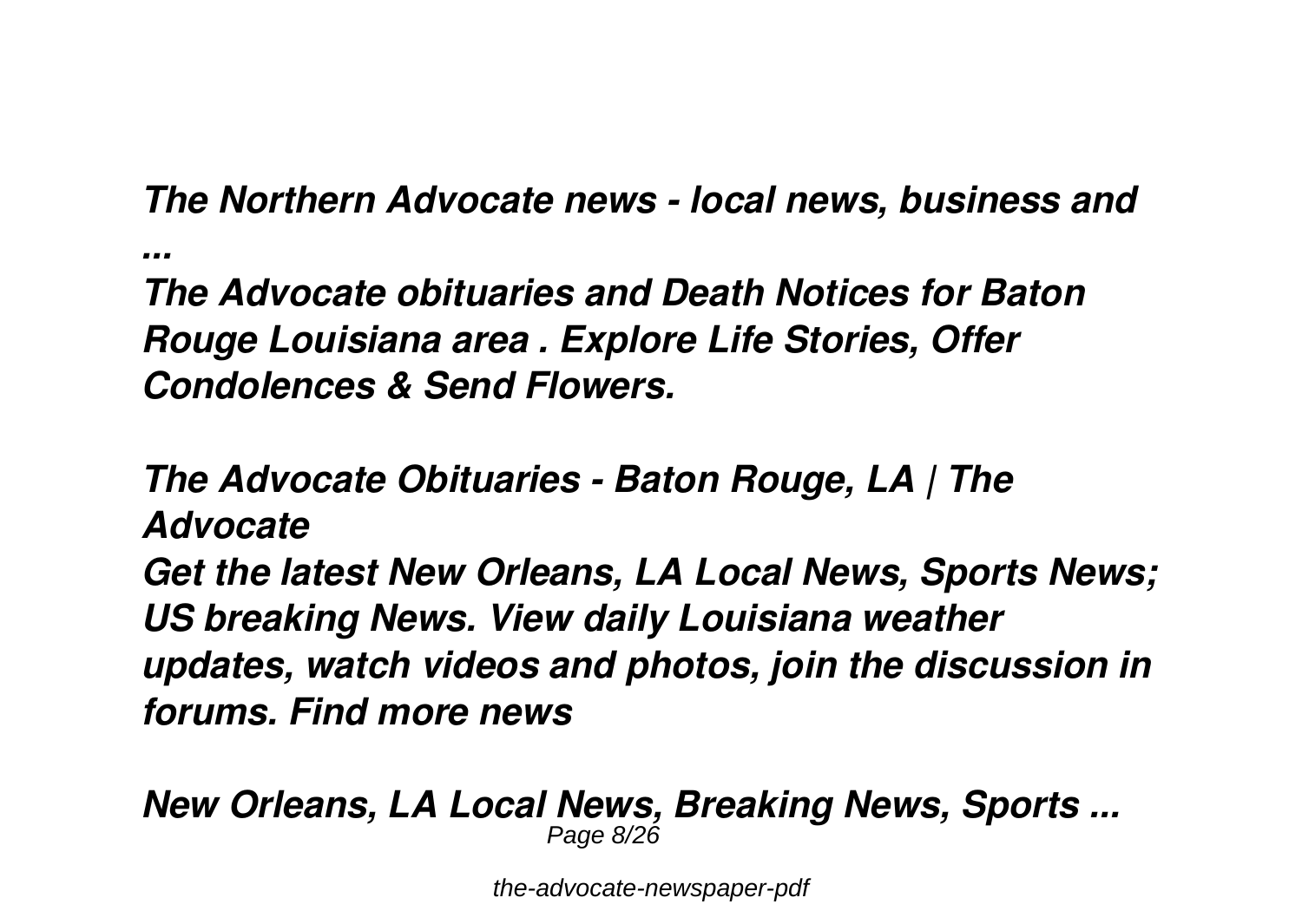***The Northern Advocate news - local news, business and ...***

***The Advocate obituaries and Death Notices for Baton Rouge Louisiana area . Explore Life Stories, Offer Condolences & Send Flowers.***

***The Advocate Obituaries - Baton Rouge, LA | The Advocate***

***Get the latest New Orleans, LA Local News, Sports News; US breaking News. View daily Louisiana weather updates, watch videos and photos, join the discussion in forums. Find more news***

***New Orleans, LA Local News, Breaking News, Sports ...***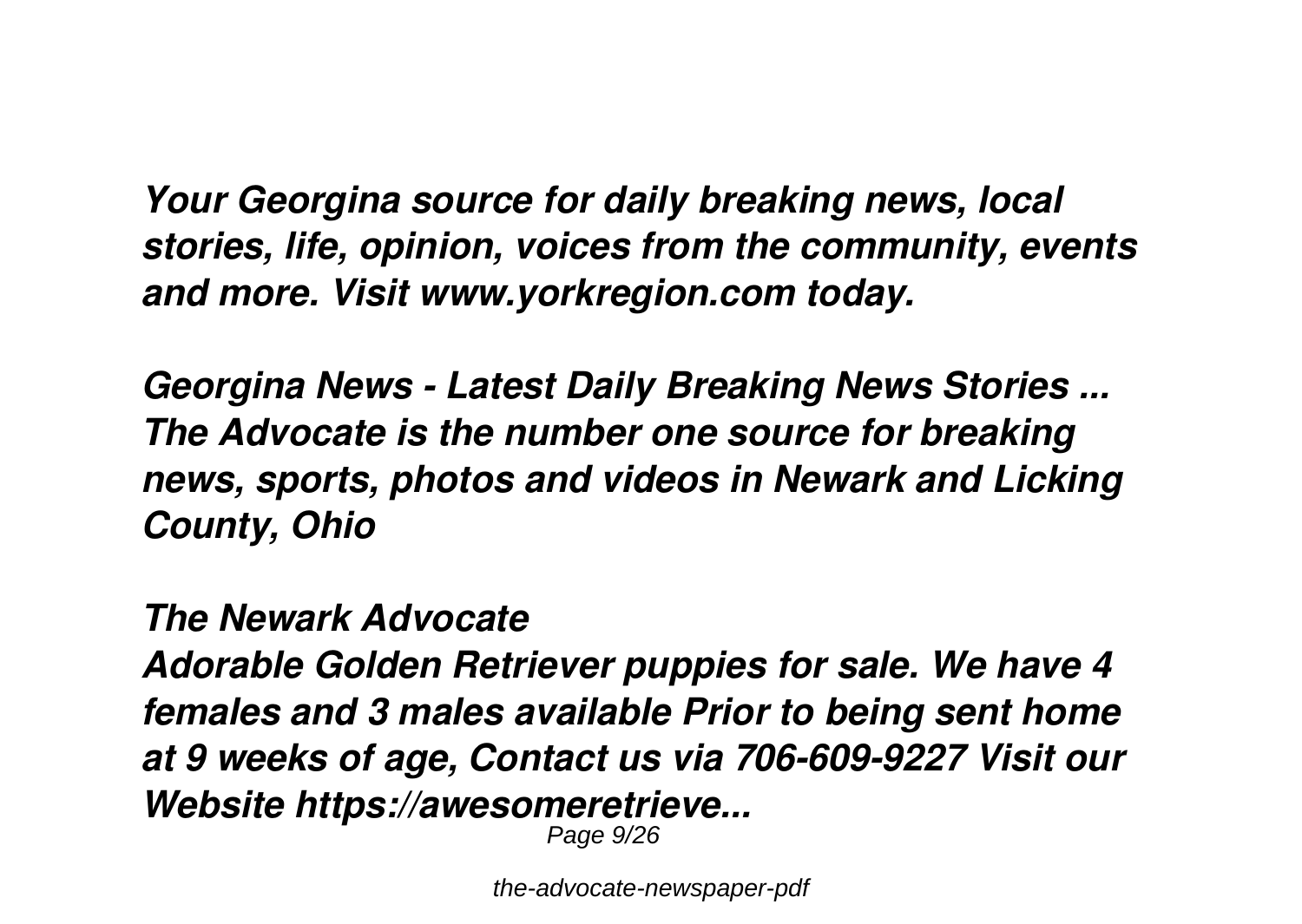*Your Georgina source for daily breaking news, local stories, life, opinion, voices from the community, events and more. Visit www.yorkregion.com today.*

*Georgina News - Latest Daily Breaking News Stories ...*
*The Advocate is the number one source for breaking news, sports, photos and videos in Newark and Licking County, Ohio*

*The Newark Advocate*
*Adorable Golden Retriever puppies for sale. We have 4 females and 3 males available Prior to being sent home at 9 weeks of age, Contact us via 706-609-9227 Visit our Website https://awesomeretrieve...*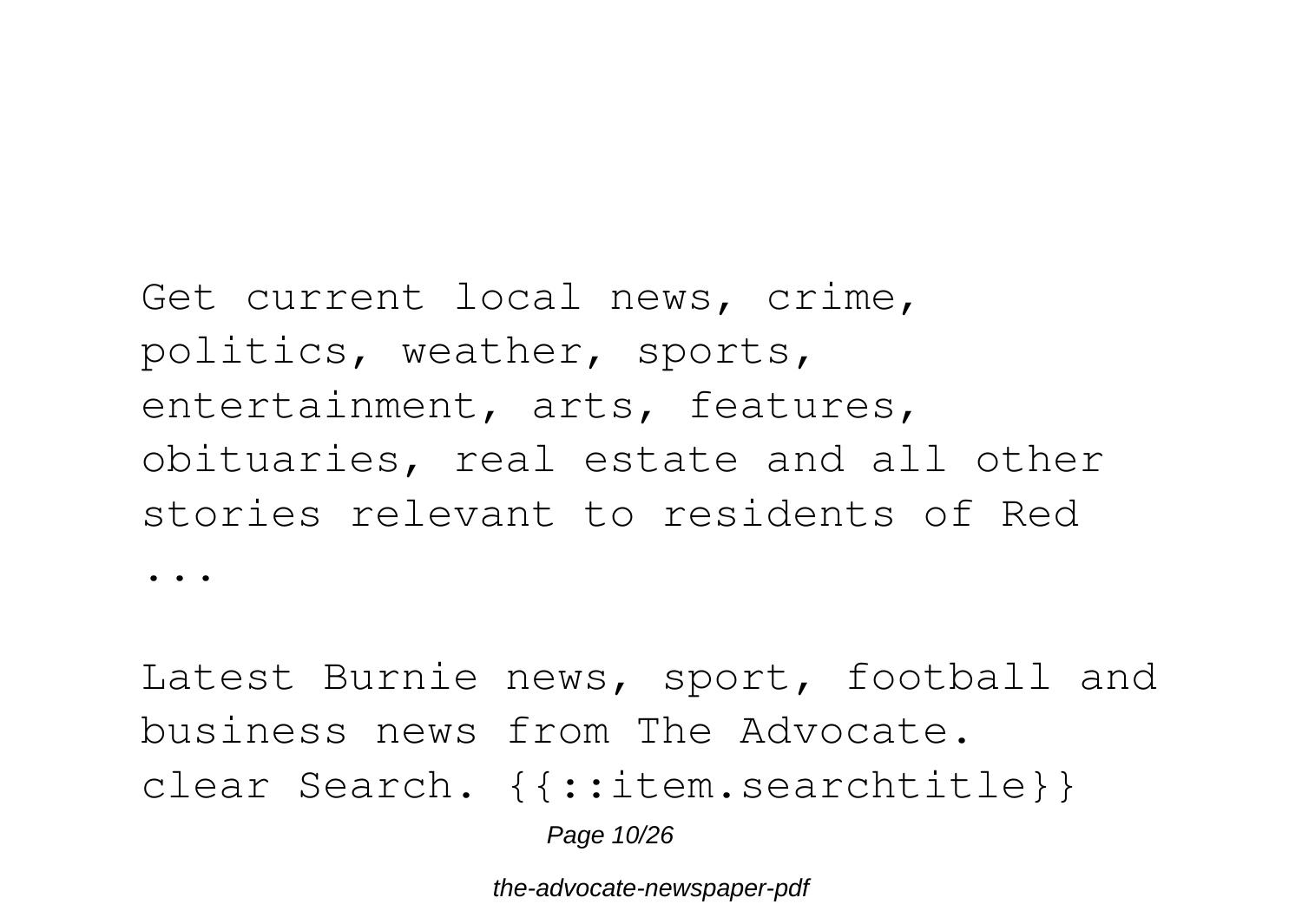Get current local news, crime, politics, weather, sports, entertainment, arts, features, obituaries, real estate and all other stories relevant to residents of Red ...

Latest Burnie news, sport, football and business news from The Advocate. clear Search. {{::item.searchtitle}}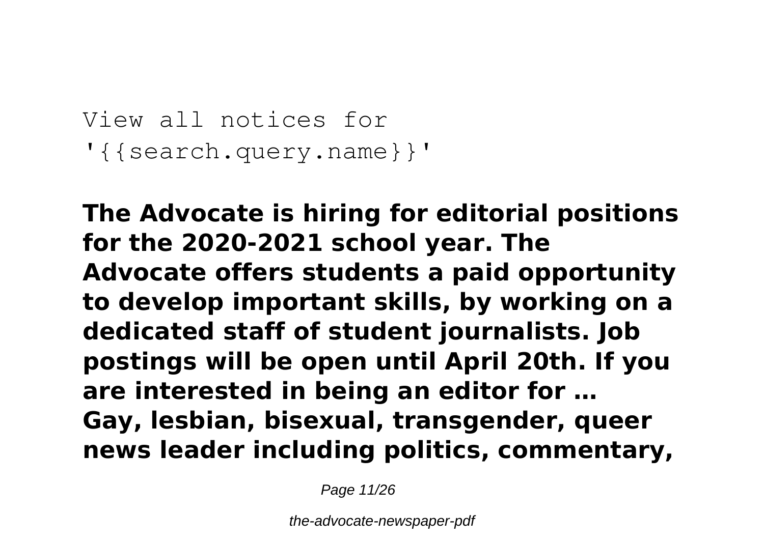View all notices for '{{search.query.name}}'

**The Advocate is hiring for editorial positions for the 2020-2021 school year. The Advocate offers students a paid opportunity to develop important skills, by working on a dedicated staff of student journalists. Job postings will be open until April 20th. If you are interested in being an editor for …**
**Gay, lesbian, bisexual, transgender, queer news leader including politics, commentary,**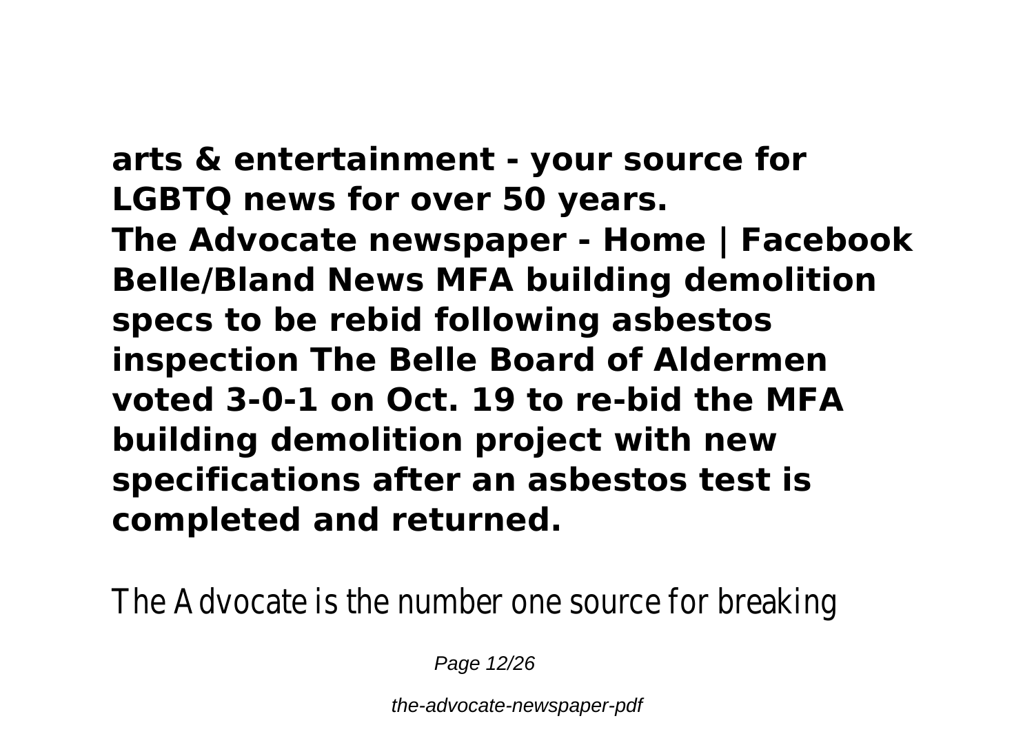**arts & entertainment - your source for LGBTQ news for over 50 years.**
**The Advocate newspaper - Home | Facebook**
**Belle/Bland News MFA building demolition specs to be rebid following asbestos inspection The Belle Board of Aldermen voted 3-0-1 on Oct. 19 to re-bid the MFA building demolition project with new specifications after an asbestos test is completed and returned.**

The Advocate is the number one source for breaking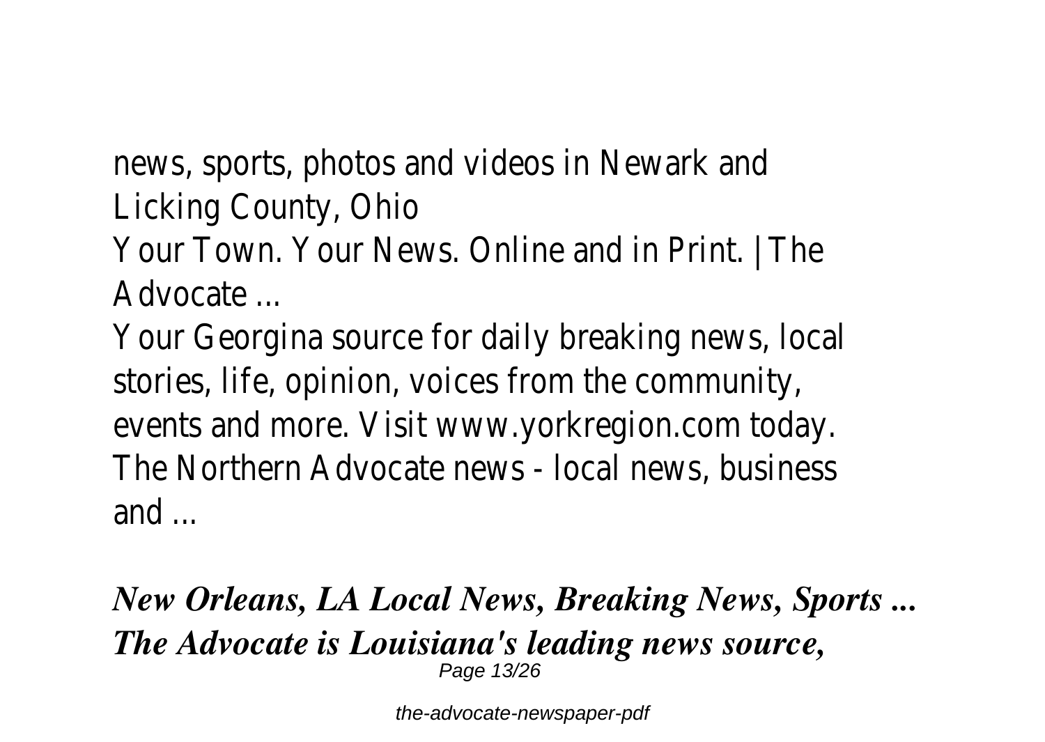news, sports, photos and videos in Newark and Licking County, Ohio

Your Town. Your News. Online and in Print. | The Advocate ...

Your Georgina source for daily breaking news, local stories, life, opinion, voices from the community, events and more. Visit www.yorkregion.com today.

The Northern Advocate news - local news, business and ...

***New Orleans, LA Local News, Breaking News, Sports ...***

***The Advocate is Louisiana's leading news source,***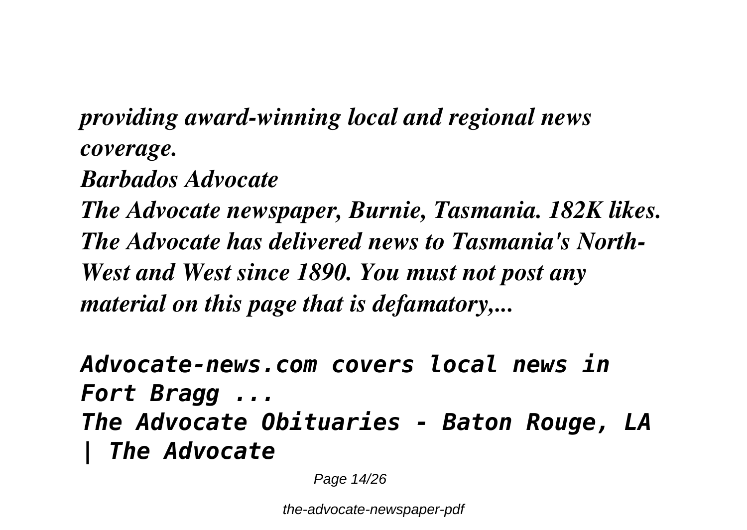*providing award-winning local and regional news coverage.*
***Barbados Advocate***
***The Advocate newspaper, Burnie, Tasmania. 182K likes. The Advocate has delivered news to Tasmania's North-West and West since 1890. You must not post any material on this page that is defamatory,...***

***Advocate-news.com covers local news in Fort Bragg ...***
***The Advocate Obituaries - Baton Rouge, LA | The Advocate***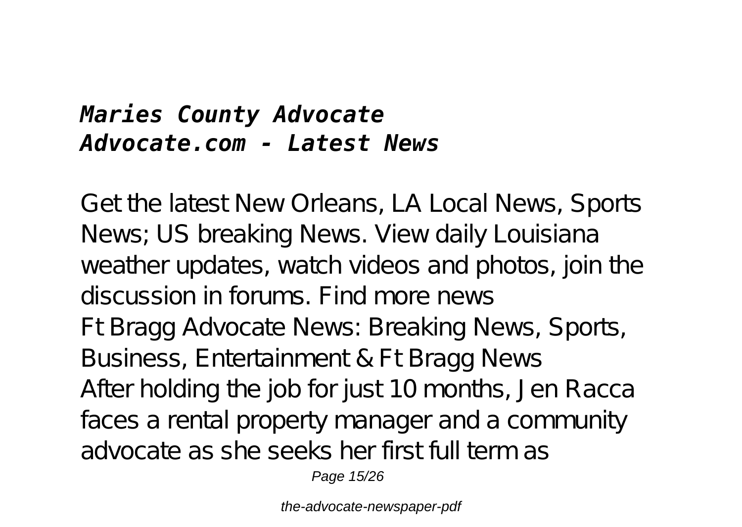***Maries County Advocate***
***Advocate.com - Latest News***

Get the latest New Orleans, LA Local News, Sports News; US breaking News. View daily Louisiana weather updates, watch videos and photos, join the discussion in forums. Find more news

Ft Bragg Advocate News: Breaking News, Sports, Business, Entertainment & Ft Bragg News

After holding the job for just 10 months, Jen Racca faces a rental property manager and a community advocate as she seeks her first full term as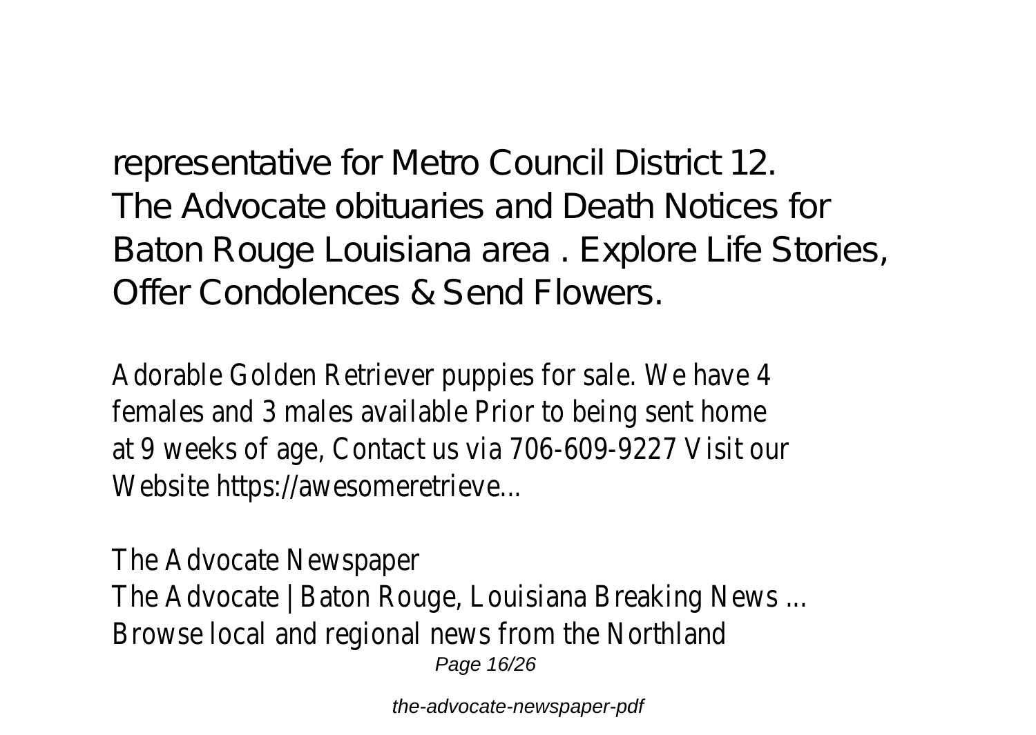representative for Metro Council District 12.
The Advocate obituaries and Death Notices for Baton Rouge Louisiana area . Explore Life Stories, Offer Condolences & Send Flowers.

Adorable Golden Retriever puppies for sale. We have 4 females and 3 males available Prior to being sent home at 9 weeks of age, Contact us via 706-609-9227 Visit our Website https://awesomeretrieve...

The Advocate Newspaper
The Advocate | Baton Rouge, Louisiana Breaking News ...
Browse local and regional news from the Northland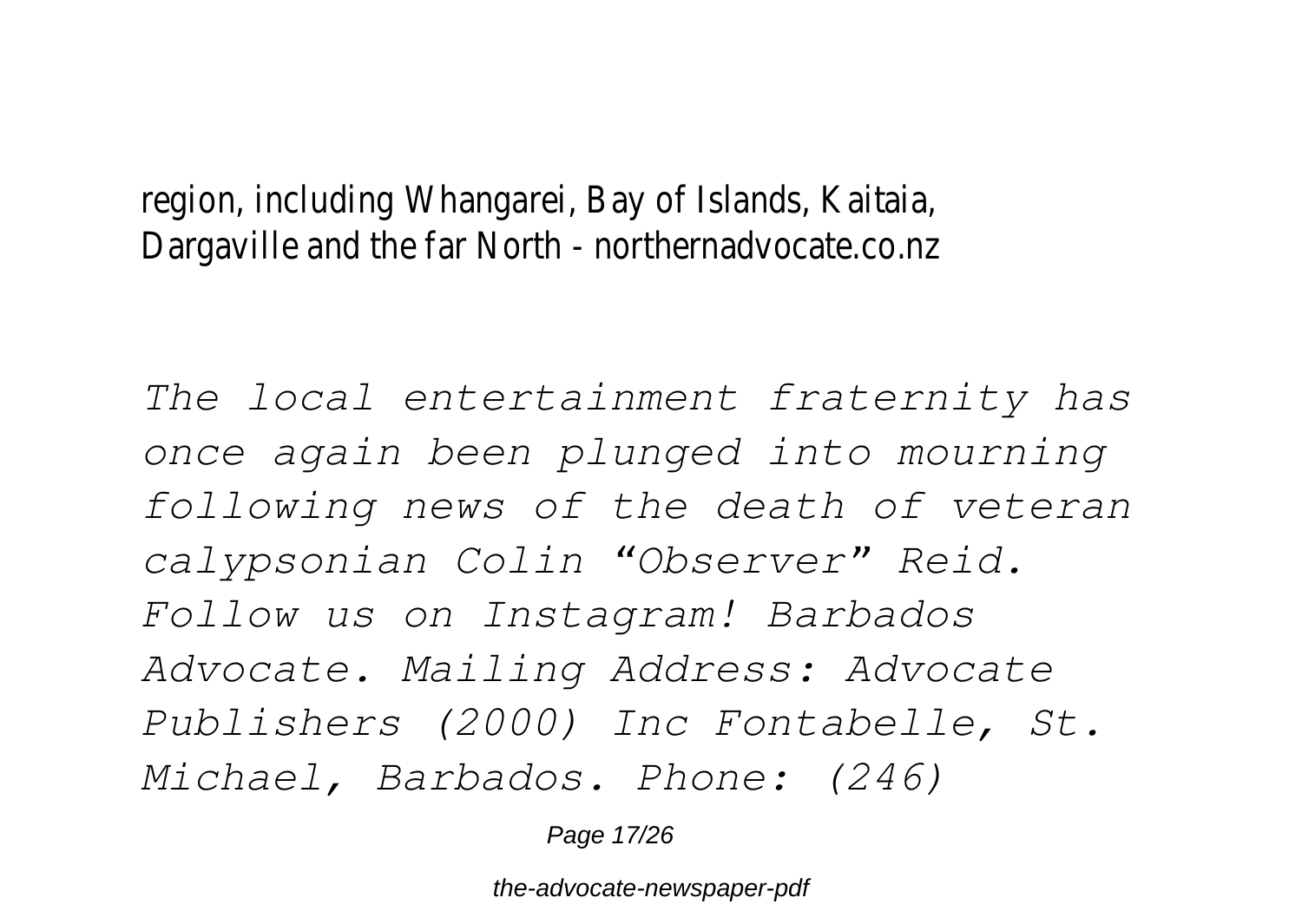region, including Whangarei, Bay of Islands, Kaitaia, Dargaville and the far North - northernadvocate.co.nz

*The local entertainment fraternity has once again been plunged into mourning following news of the death of veteran calypsonian Colin “Observer” Reid. Follow us on Instagram! Barbados Advocate. Mailing Address: Advocate Publishers (2000) Inc Fontabelle, St. Michael, Barbados. Phone: (246)*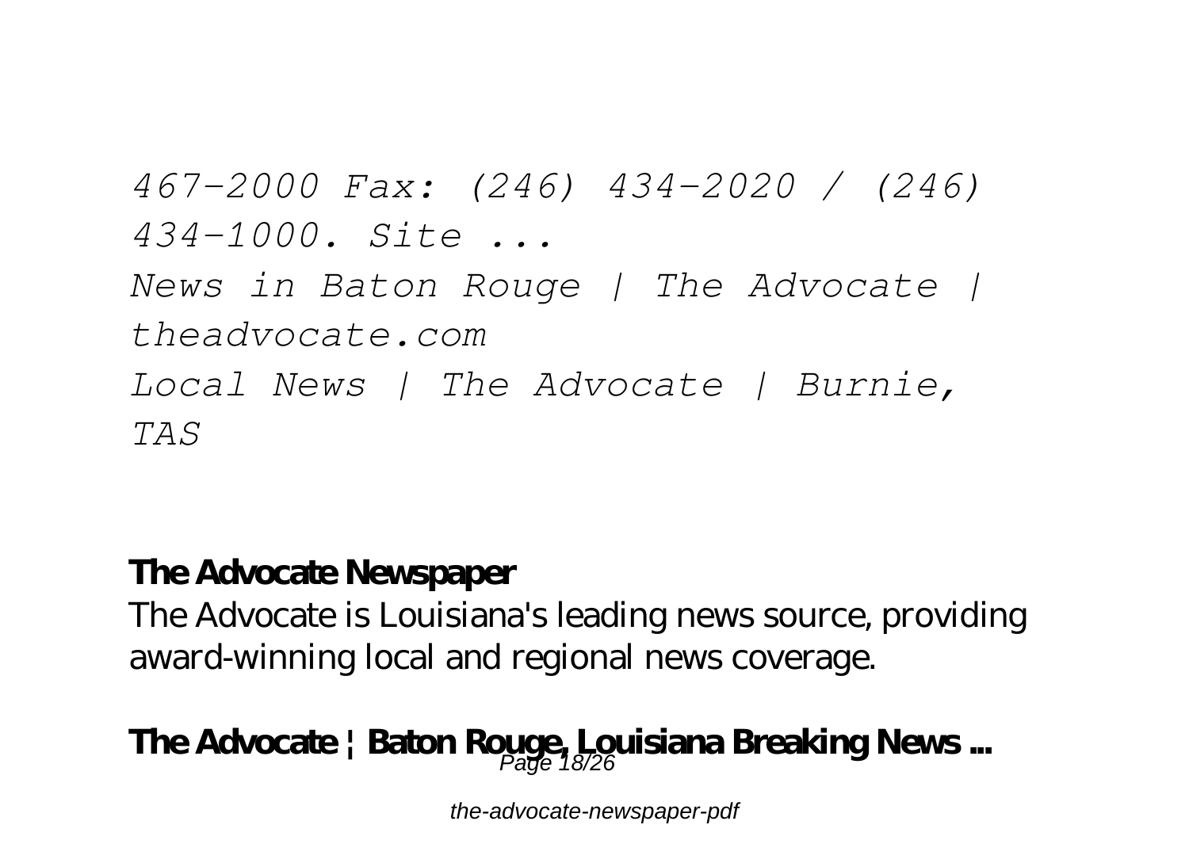*467-2000 Fax: (246) 434-2020 / (246) 434-1000. Site ...*

*News in Baton Rouge | The Advocate | theadvocate.com*

*Local News | The Advocate | Burnie, TAS*

**The Advocate Newspaper**

The Advocate is Louisiana's leading news source, providing award-winning local and regional news coverage.

**The Advocate ¦ Baton Rouge, Louisiana Breaking News ...**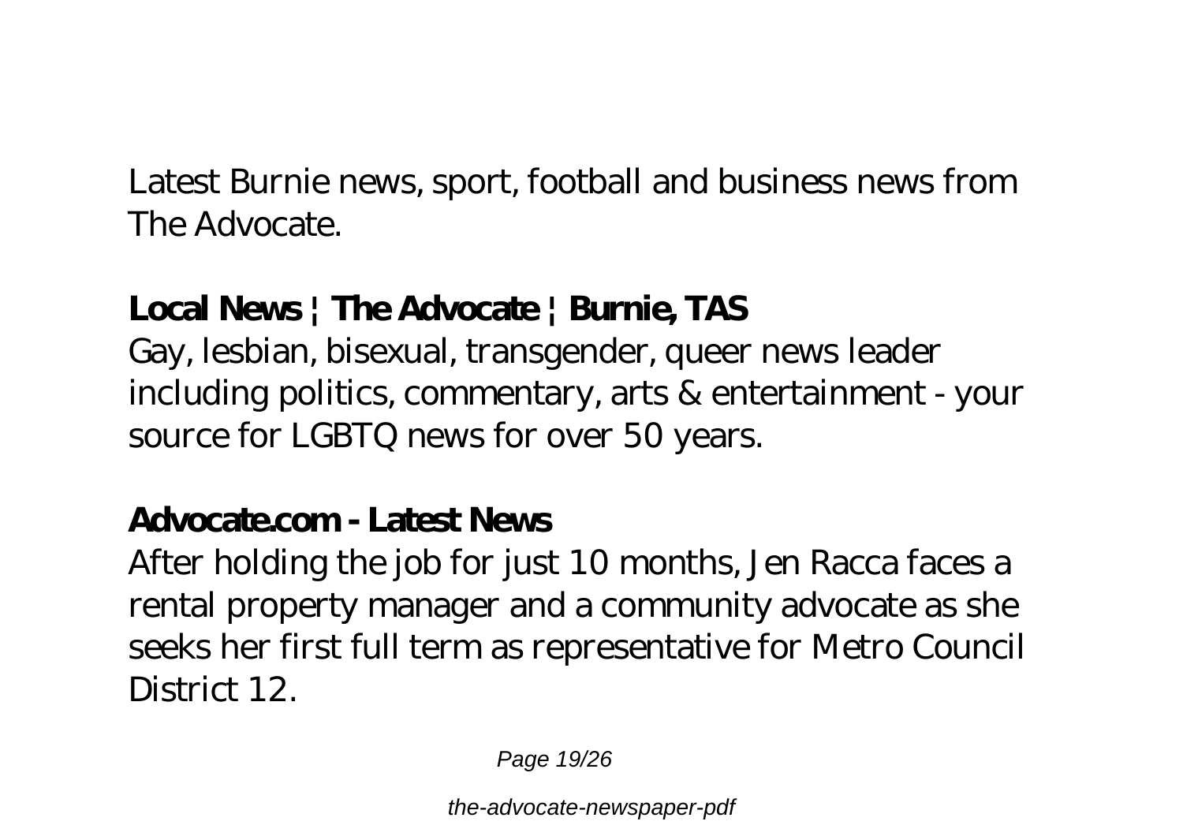Latest Burnie news, sport, football and business news from The Advocate.

### Local News ¦ The Advocate ¦ Burnie, TAS

Gay, lesbian, bisexual, transgender, queer news leader including politics, commentary, arts & entertainment - your source for LGBTQ news for over 50 years.

### Advocate.com - Latest News

After holding the job for just 10 months, Jen Racca faces a rental property manager and a community advocate as she seeks her first full term as representative for Metro Council District 12.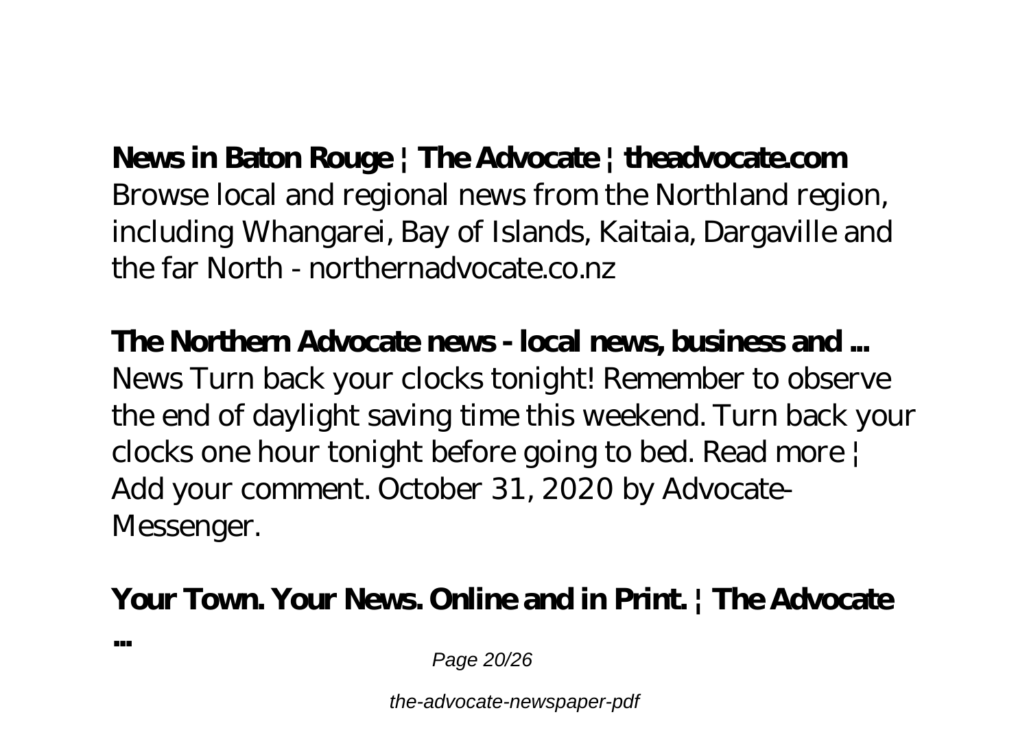**News in Baton Rouge | The Advocate | theadvocate.com**

Browse local and regional news from the Northland region, including Whangarei, Bay of Islands, Kaitaia, Dargaville and the far North - northernadvocate.co.nz

**The Northern Advocate news - local news, business and ...**

News Turn back your clocks tonight! Remember to observe the end of daylight saving time this weekend. Turn back your clocks one hour tonight before going to bed. Read more | Add your comment. October 31, 2020 by Advocate-Messenger.

**Your Town. Your News. Online and in Print. | The Advocate ...**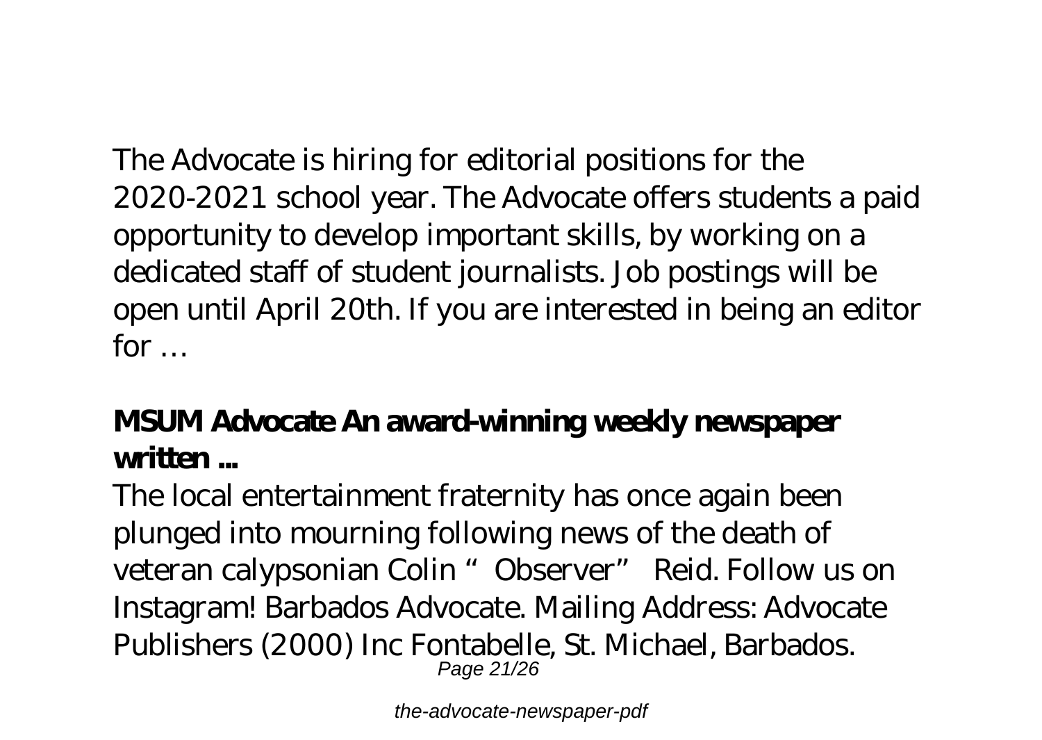The Advocate is hiring for editorial positions for the 2020-2021 school year. The Advocate offers students a paid opportunity to develop important skills, by working on a dedicated staff of student journalists. Job postings will be open until April 20th. If you are interested in being an editor for …

### MSUM Advocate An award-winning weekly newspaper written ...

The local entertainment fraternity has once again been plunged into mourning following news of the death of veteran calypsonian Colin "Observer" Reid. Follow us on Instagram! Barbados Advocate. Mailing Address: Advocate Publishers (2000) Inc Fontabelle, St. Michael, Barbados.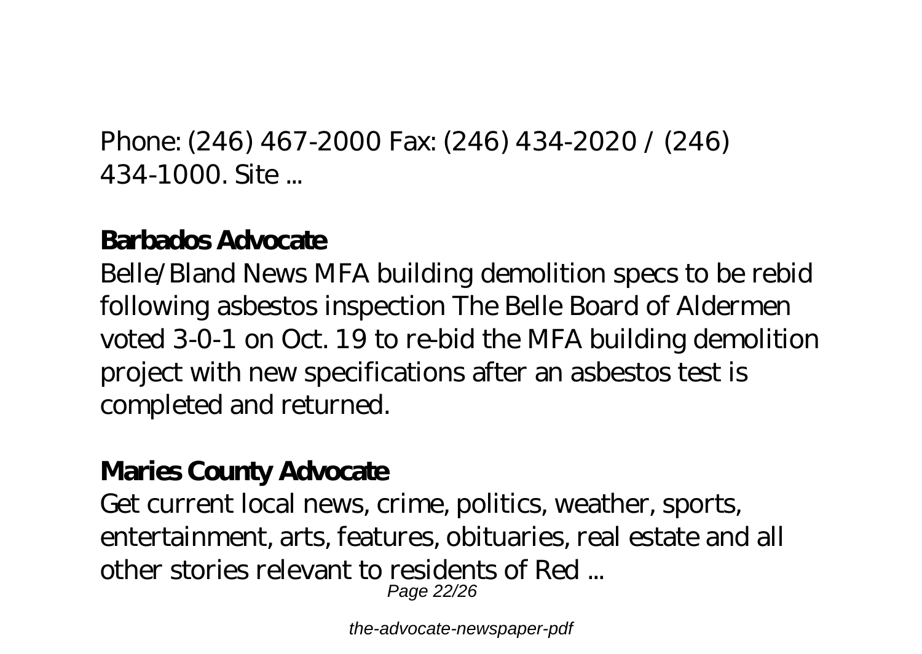Phone: (246) 467-2000 Fax: (246) 434-2020 / (246) 434-1000. Site ...

**Barbados Advocate**

Belle/Bland News MFA building demolition specs to be rebid following asbestos inspection The Belle Board of Aldermen voted 3-0-1 on Oct. 19 to re-bid the MFA building demolition project with new specifications after an asbestos test is completed and returned.

**Maries County Advocate**

Get current local news, crime, politics, weather, sports, entertainment, arts, features, obituaries, real estate and all other stories relevant to residents of Red ...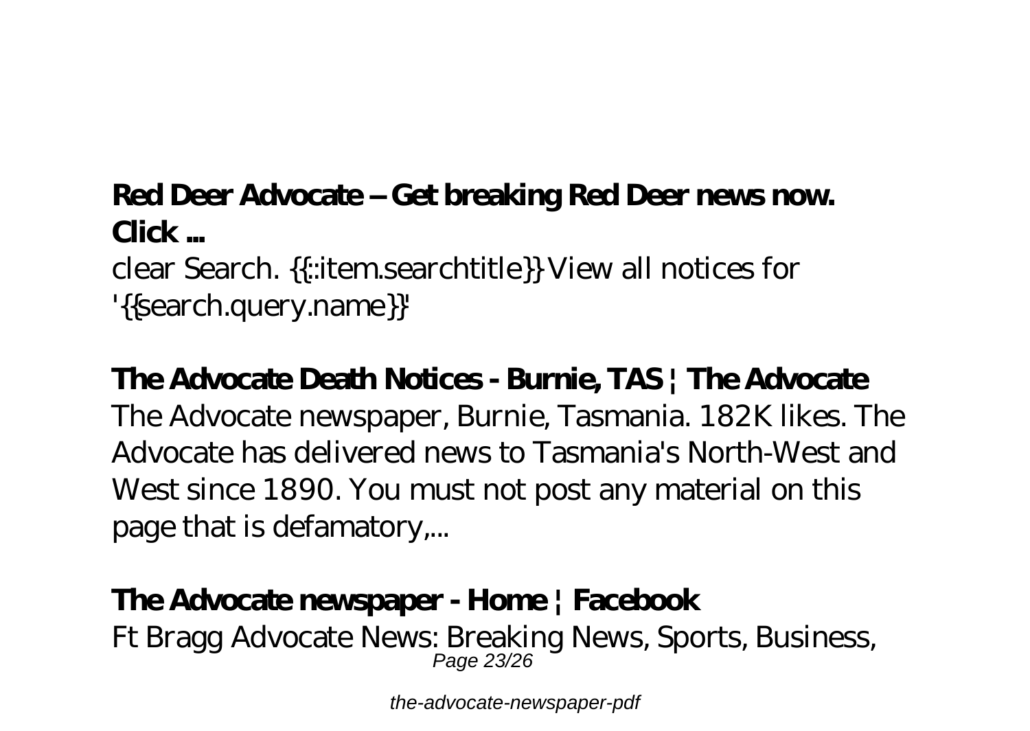**Red Deer Advocate – Get breaking Red Deer news now. Click ...**

clear Search. {{::item.searchtitle}} View all notices for '{{search.query.name}}'

**The Advocate Death Notices - Burnie, TAS | The Advocate**

The Advocate newspaper, Burnie, Tasmania. 182K likes. The Advocate has delivered news to Tasmania's North-West and West since 1890. You must not post any material on this page that is defamatory,...

**The Advocate newspaper - Home | Facebook**

Ft Bragg Advocate News: Breaking News, Sports, Business,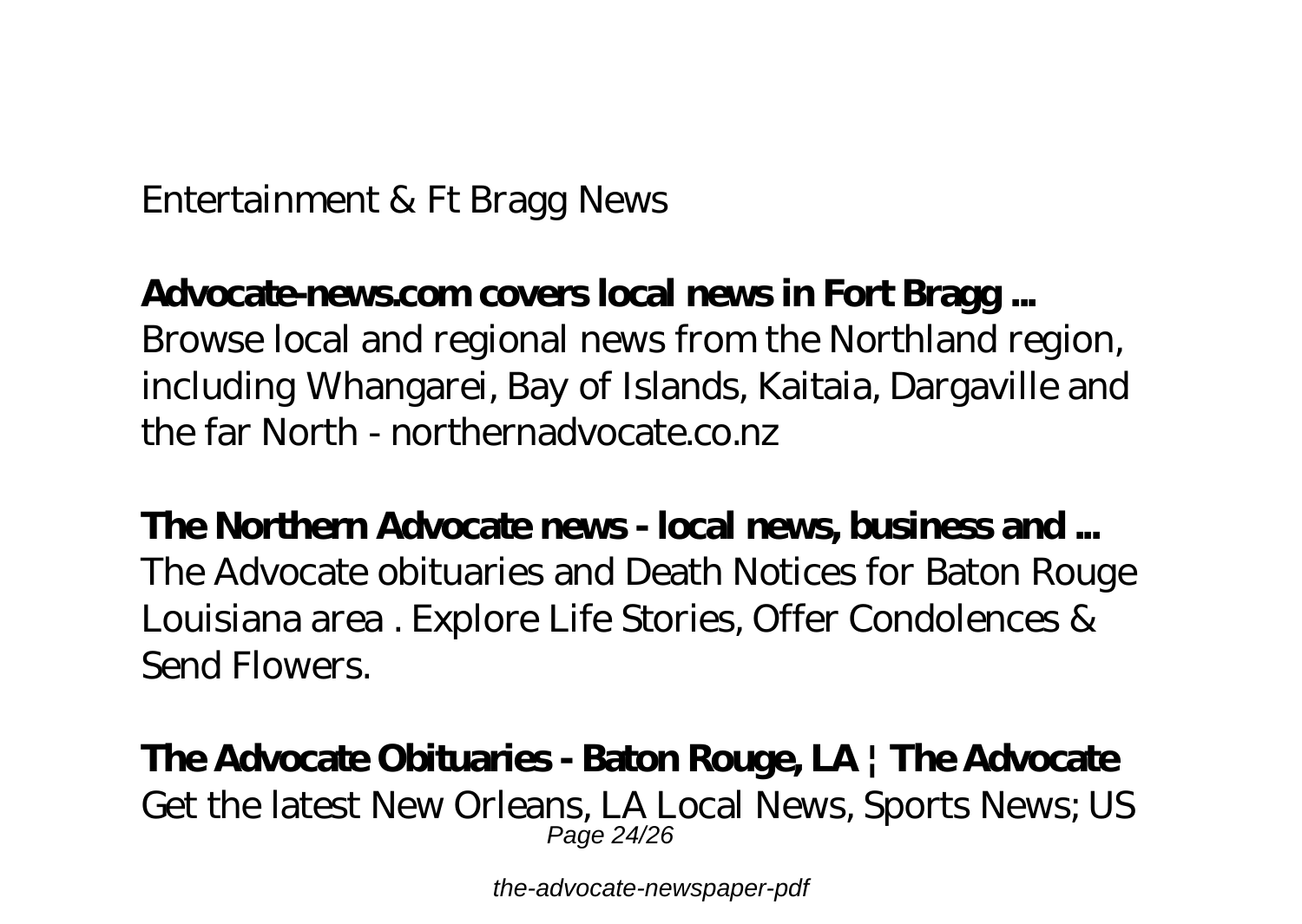Entertainment & Ft Bragg News

**Advocate-news.com covers local news in Fort Bragg ...**

Browse local and regional news from the Northland region, including Whangarei, Bay of Islands, Kaitaia, Dargaville and the far North - northernadvocate.co.nz

**The Northern Advocate news - local news, business and ...**

The Advocate obituaries and Death Notices for Baton Rouge Louisiana area . Explore Life Stories, Offer Condolences & Send Flowers.

**The Advocate Obituaries - Baton Rouge, LA | The Advocate**

Get the latest New Orleans, LA Local News, Sports News; US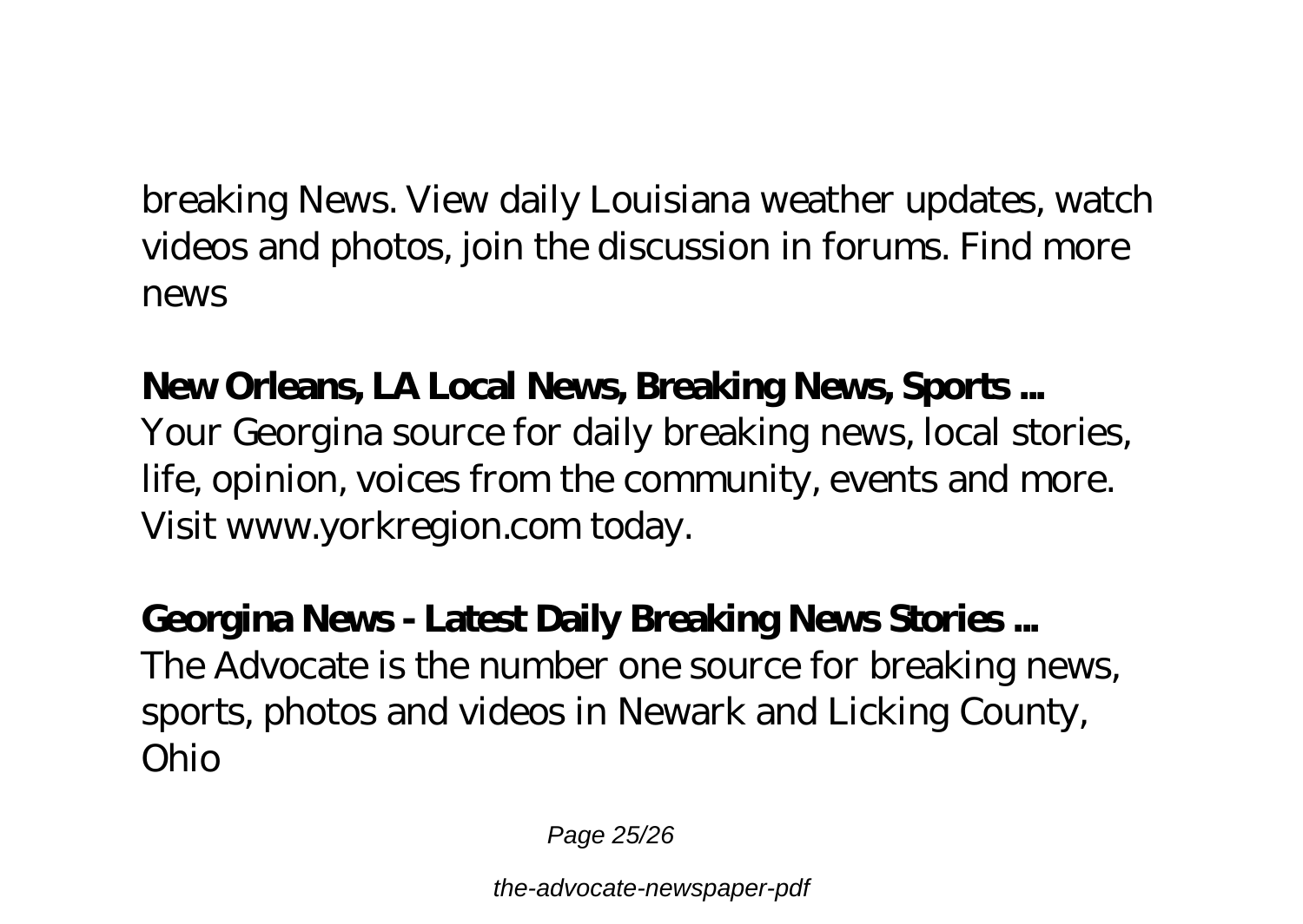breaking News. View daily Louisiana weather updates, watch videos and photos, join the discussion in forums. Find more news

**New Orleans, LA Local News, Breaking News, Sports ...**
Your Georgina source for daily breaking news, local stories, life, opinion, voices from the community, events and more. Visit www.yorkregion.com today.

**Georgina News - Latest Daily Breaking News Stories ...**
The Advocate is the number one source for breaking news, sports, photos and videos in Newark and Licking County, Ohio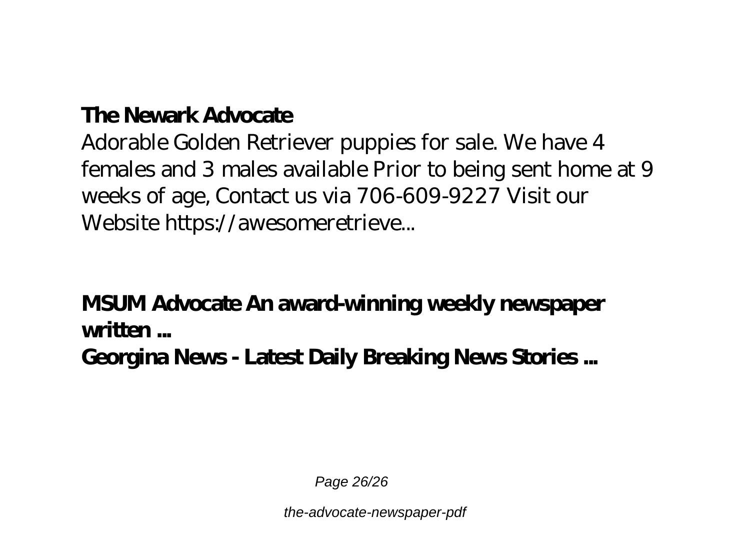### The Newark Advocate

Adorable Golden Retriever puppies for sale. We have 4 females and 3 males available Prior to being sent home at 9 weeks of age, Contact us via 706-609-9227 Visit our Website https://awesomeretrieve...

### MSUM Advocate An award-winning weekly newspaper written ...

### Georgina News - Latest Daily Breaking News Stories ...